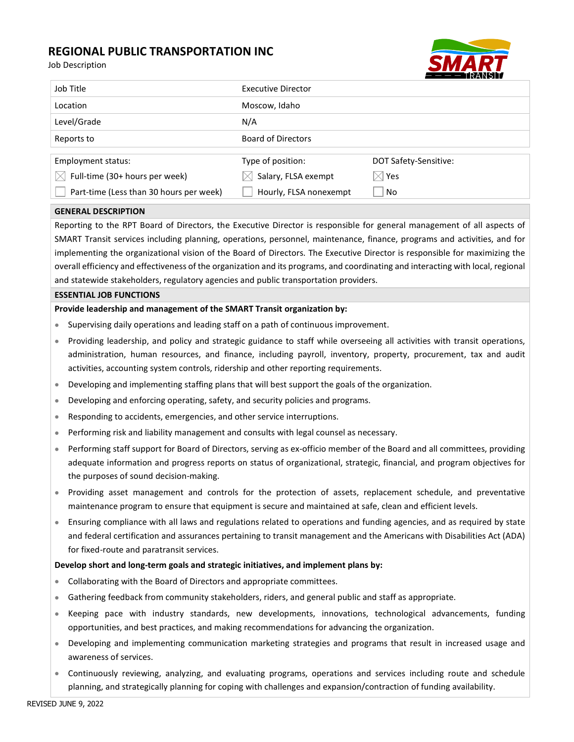# REGIONAL PUBLIC TRANSPORTATION INC

Job Description

| | |
|---|---|
| Job Title | Executive Director |
| Location | Moscow, Idaho |
| Level/Grade | N/A |
| Reports to | Board of Directors |

| Employment status: | Type of position: | DOT Safety-Sensitive: |
|---|---|---|
| ☒ Full-time (30+ hours per week) | ☒ Salary, FLSA exempt | ☒ Yes |
| ☐ Part-time (Less than 30 hours per week) | ☐ Hourly, FLSA nonexempt | ☐ No |

## GENERAL DESCRIPTION

Reporting to the RPT Board of Directors, the Executive Director is responsible for general management of all aspects of SMART Transit services including planning, operations, personnel, maintenance, finance, programs and activities, and for implementing the organizational vision of the Board of Directors. The Executive Director is responsible for maximizing the overall efficiency and effectiveness of the organization and its programs, and coordinating and interacting with local, regional and statewide stakeholders, regulatory agencies and public transportation providers.

## ESSENTIAL JOB FUNCTIONS

**Provide leadership and management of the SMART Transit organization by:**

- Supervising daily operations and leading staff on a path of continuous improvement.
- Providing leadership, and policy and strategic guidance to staff while overseeing all activities with transit operations, administration, human resources, and finance, including payroll, inventory, property, procurement, tax and audit activities, accounting system controls, ridership and other reporting requirements.
- Developing and implementing staffing plans that will best support the goals of the organization.
- Developing and enforcing operating, safety, and security policies and programs.
- Responding to accidents, emergencies, and other service interruptions.
- Performing risk and liability management and consults with legal counsel as necessary.
- Performing staff support for Board of Directors, serving as ex-officio member of the Board and all committees, providing adequate information and progress reports on status of organizational, strategic, financial, and program objectives for the purposes of sound decision-making.
- Providing asset management and controls for the protection of assets, replacement schedule, and preventative maintenance program to ensure that equipment is secure and maintained at safe, clean and efficient levels.
- Ensuring compliance with all laws and regulations related to operations and funding agencies, and as required by state and federal certification and assurances pertaining to transit management and the Americans with Disabilities Act (ADA) for fixed-route and paratransit services.

**Develop short and long-term goals and strategic initiatives, and implement plans by:**

- Collaborating with the Board of Directors and appropriate committees.
- Gathering feedback from community stakeholders, riders, and general public and staff as appropriate.
- Keeping pace with industry standards, new developments, innovations, technological advancements, funding opportunities, and best practices, and making recommendations for advancing the organization.
- Developing and implementing communication marketing strategies and programs that result in increased usage and awareness of services.
- Continuously reviewing, analyzing, and evaluating programs, operations and services including route and schedule planning, and strategically planning for coping with challenges and expansion/contraction of funding availability.

REVISED JUNE 9, 2022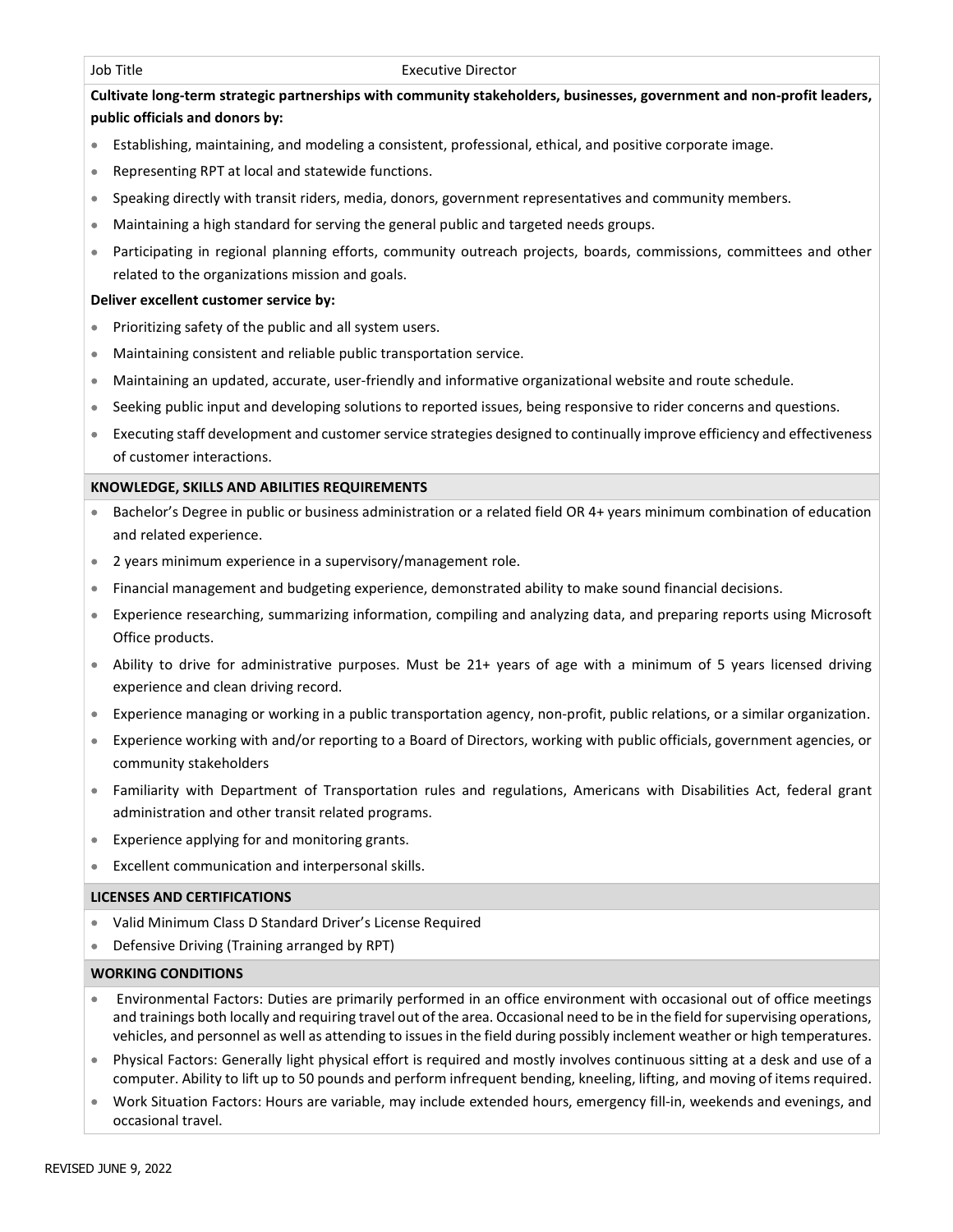**Cultivate long-term strategic partnerships with community stakeholders, businesses, government and non-profit leaders, public officials and donors by:**

- Establishing, maintaining, and modeling a consistent, professional, ethical, and positive corporate image.
- Representing RPT at local and statewide functions.
- Speaking directly with transit riders, media, donors, government representatives and community members.
- Maintaining a high standard for serving the general public and targeted needs groups.
- Participating in regional planning efforts, community outreach projects, boards, commissions, committees and other related to the organizations mission and goals.

**Deliver excellent customer service by:**

- Prioritizing safety of the public and all system users.
- Maintaining consistent and reliable public transportation service.
- Maintaining an updated, accurate, user-friendly and informative organizational website and route schedule.
- Seeking public input and developing solutions to reported issues, being responsive to rider concerns and questions.
- Executing staff development and customer service strategies designed to continually improve efficiency and effectiveness of customer interactions.

## KNOWLEDGE, SKILLS AND ABILITIES REQUIREMENTS

- Bachelor's Degree in public or business administration or a related field OR 4+ years minimum combination of education and related experience.
- 2 years minimum experience in a supervisory/management role.
- Financial management and budgeting experience, demonstrated ability to make sound financial decisions.
- Experience researching, summarizing information, compiling and analyzing data, and preparing reports using Microsoft Office products.
- Ability to drive for administrative purposes. Must be 21+ years of age with a minimum of 5 years licensed driving experience and clean driving record.
- Experience managing or working in a public transportation agency, non-profit, public relations, or a similar organization.
- Experience working with and/or reporting to a Board of Directors, working with public officials, government agencies, or community stakeholders
- Familiarity with Department of Transportation rules and regulations, Americans with Disabilities Act, federal grant administration and other transit related programs.
- Experience applying for and monitoring grants.
- Excellent communication and interpersonal skills.

## LICENSES AND CERTIFICATIONS

- Valid Minimum Class D Standard Driver's License Required
- Defensive Driving (Training arranged by RPT)

## WORKING CONDITIONS

- Environmental Factors: Duties are primarily performed in an office environment with occasional out of office meetings and trainings both locally and requiring travel out of the area. Occasional need to be in the field for supervising operations, vehicles, and personnel as well as attending to issues in the field during possibly inclement weather or high temperatures.
- Physical Factors: Generally light physical effort is required and mostly involves continuous sitting at a desk and use of a computer. Ability to lift up to 50 pounds and perform infrequent bending, kneeling, lifting, and moving of items required.
- Work Situation Factors: Hours are variable, may include extended hours, emergency fill-in, weekends and evenings, and occasional travel.